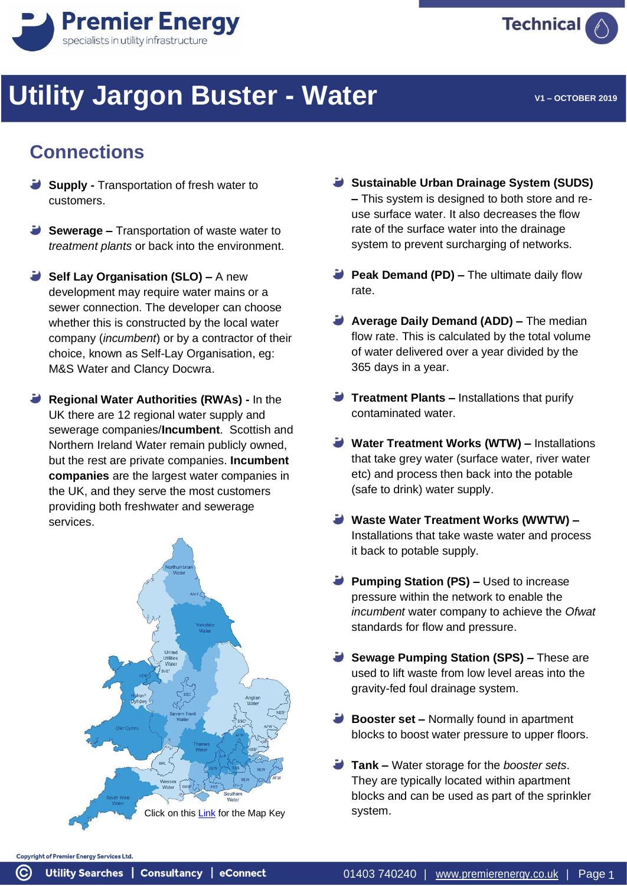# Utility Jargon Buster - Water

V1 – OCTOBER 2019

## Connections

- **Supply -** Transportation of fresh water to customers.
- **Sewerage –** Transportation of waste water to *treatment plants* or back into the environment.
- **Self Lay Organisation (SLO) –** A new development may require water mains or a sewer connection. The developer can choose whether this is constructed by the local water company (*incumbent*) or by a contractor of their choice, known as Self-Lay Organisation, eg: M&S Water and Clancy Docwra.
- **Regional Water Authorities (RWAs) -** In the UK there are 12 regional water supply and sewerage companies/**Incumbent**. Scottish and Northern Ireland Water remain publicly owned, but the rest are private companies. **Incumbent companies** are the largest water companies in the UK, and they serve the most customers providing both freshwater and sewerage services.

Click on this Link for the Map Key

- **Sustainable Urban Drainage System (SUDS) –** This system is designed to both store and re-use surface water. It also decreases the flow rate of the surface water into the drainage system to prevent surcharging of networks.
- **Peak Demand (PD) –** The ultimate daily flow rate.
- **Average Daily Demand (ADD) –** The median flow rate. This is calculated by the total volume of water delivered over a year divided by the 365 days in a year.
- **Treatment Plants –** Installations that purify contaminated water.
- **Water Treatment Works (WTW) –** Installations that take grey water (surface water, river water etc) and process then back into the potable (safe to drink) water supply.
- **Waste Water Treatment Works (WWTW) –** Installations that take waste water and process it back to potable supply.
- **Pumping Station (PS) –** Used to increase pressure within the network to enable the *incumbent* water company to achieve the *Ofwat* standards for flow and pressure.
- **Sewage Pumping Station (SPS) –** These are used to lift waste from low level areas into the gravity-fed foul drainage system.
- **Booster set –** Normally found in apartment blocks to boost water pressure to upper floors.
- **Tank –** Water storage for the *booster sets*. They are typically located within apartment blocks and can be used as part of the sprinkler system.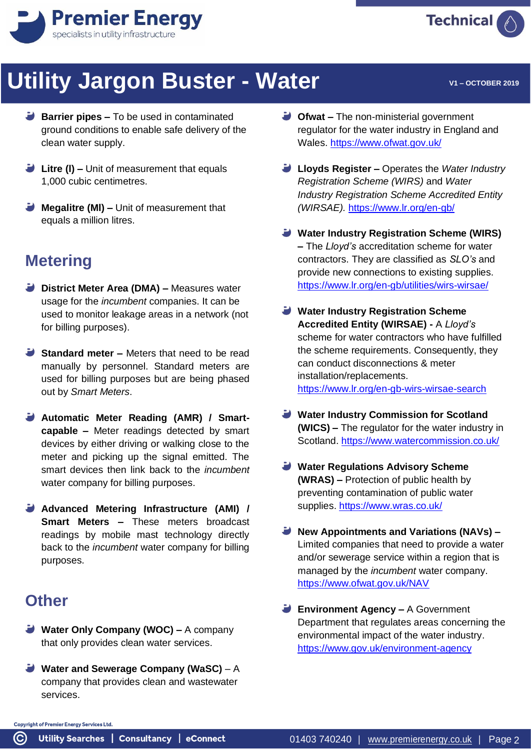# Utility Jargon Buster - Water

V1 – OCTOBER 2019

- **Barrier pipes –** To be used in contaminated ground conditions to enable safe delivery of the clean water supply.
- **Litre (l) –** Unit of measurement that equals 1,000 cubic centimetres.
- **Megalitre (Ml) –** Unit of measurement that equals a million litres.

## Metering

- **District Meter Area (DMA) –** Measures water usage for the *incumbent* companies. It can be used to monitor leakage areas in a network (not for billing purposes).
- **Standard meter –** Meters that need to be read manually by personnel. Standard meters are used for billing purposes but are being phased out by *Smart Meters*.
- **Automatic Meter Reading (AMR) / Smart-capable –** Meter readings detected by smart devices by either driving or walking close to the meter and picking up the signal emitted. The smart devices then link back to the *incumbent* water company for billing purposes.
- **Advanced Metering Infrastructure (AMI) / Smart Meters –** These meters broadcast readings by mobile mast technology directly back to the *incumbent* water company for billing purposes.

## Other

- **Water Only Company (WOC) –** A company that only provides clean water services.
- **Water and Sewerage Company (WaSC)** – A company that provides clean and wastewater services.
- **Ofwat –** The non-ministerial government regulator for the water industry in England and Wales. https://www.ofwat.gov.uk/
- **Lloyds Register –** Operates the *Water Industry Registration Scheme (WIRS)* and *Water Industry Registration Scheme Accredited Entity (WIRSAE).* https://www.lr.org/en-gb/
- **Water Industry Registration Scheme (WIRS) –** The *Lloyd's* accreditation scheme for water contractors. They are classified as *SLO's* and provide new connections to existing supplies. https://www.lr.org/en-gb/utilities/wirs-wirsae/
- **Water Industry Registration Scheme Accredited Entity (WIRSAE) -** A *Lloyd's* scheme for water contractors who have fulfilled the scheme requirements. Consequently, they can conduct disconnections & meter installation/replacements. https://www.lr.org/en-gb-wirs-wirsae-search
- **Water Industry Commission for Scotland (WICS) –** The regulator for the water industry in Scotland. https://www.watercommission.co.uk/
- **Water Regulations Advisory Scheme (WRAS) –** Protection of public health by preventing contamination of public water supplies. https://www.wras.co.uk/
- **New Appointments and Variations (NAVs) –** Limited companies that need to provide a water and/or sewerage service within a region that is managed by the *incumbent* water company. https://www.ofwat.gov.uk/NAV
- **Environment Agency –** A Government Department that regulates areas concerning the environmental impact of the water industry. https://www.gov.uk/environment-agency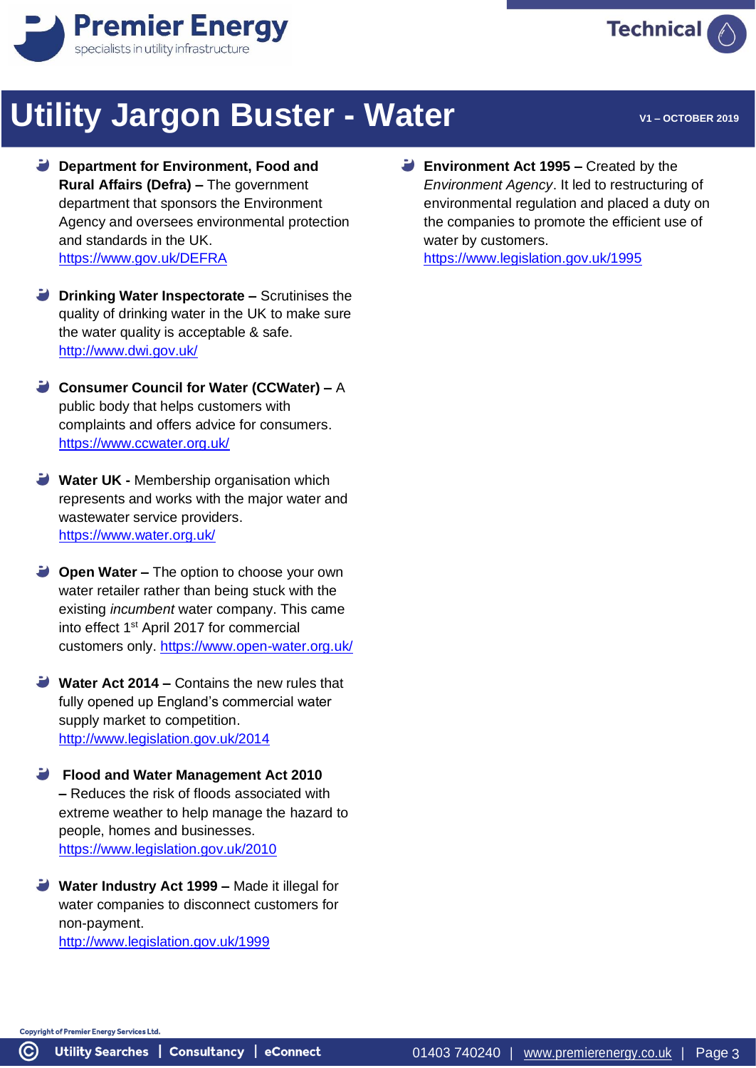# Utility Jargon Buster - Water

V1 – OCTOBER 2019

- **Department for Environment, Food and Rural Affairs (Defra) –** The government department that sponsors the Environment Agency and oversees environmental protection and standards in the UK. https://www.gov.uk/DEFRA

- **Drinking Water Inspectorate –** Scrutinises the quality of drinking water in the UK to make sure the water quality is acceptable & safe. http://www.dwi.gov.uk/

- **Consumer Council for Water (CCWater) –** A public body that helps customers with complaints and offers advice for consumers. https://www.ccwater.org.uk/

- **Water UK -** Membership organisation which represents and works with the major water and wastewater service providers. https://www.water.org.uk/

- **Open Water –** The option to choose your own water retailer rather than being stuck with the existing *incumbent* water company. This came into effect 1st April 2017 for commercial customers only. https://www.open-water.org.uk/

- **Water Act 2014 –** Contains the new rules that fully opened up England's commercial water supply market to competition. http://www.legislation.gov.uk/2014

- **Flood and Water Management Act 2010 –** Reduces the risk of floods associated with extreme weather to help manage the hazard to people, homes and businesses. https://www.legislation.gov.uk/2010

- **Water Industry Act 1999 –** Made it illegal for water companies to disconnect customers for non-payment. http://www.legislation.gov.uk/1999

- **Environment Act 1995 –** Created by the *Environment Agency*. It led to restructuring of environmental regulation and placed a duty on the companies to promote the efficient use of water by customers. https://www.legislation.gov.uk/1995